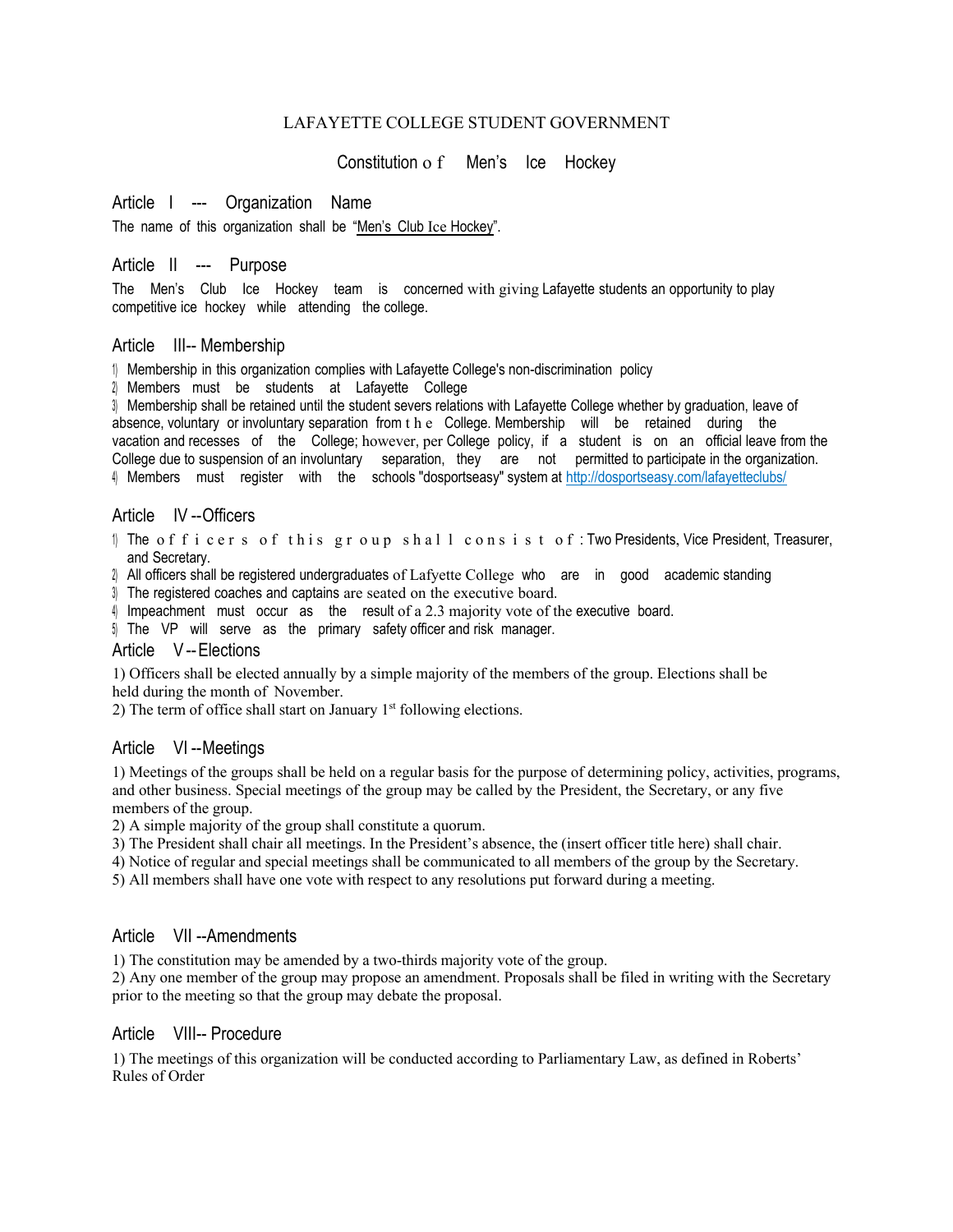LAFAYETTE COLLEGE STUDENT GOVERNMENT

# Constitution of Men's Ice Hockey

## Article I --- Organization Name

The name of this organization shall be "Men's Club Ice Hockey".

## Article II --- Purpose

The Men's Club Ice Hockey team is concerned with giving Lafayette students an opportunity to play competitive ice hockey while attending the college.

## Article III-- Membership

1) Membership in this organization complies with Lafayette College's non-discrimination policy
2) Members must be students at Lafayette College
3) Membership shall be retained until the student severs relations with Lafayette College whether by graduation, leave of absence, voluntary or involuntary separation from the College. Membership will be retained during the vacation and recesses of the College; however, per College policy, if a student is on an official leave from the College due to suspension of an involuntary separation, they are not permitted to participate in the organization.
4) Members must register with the schools "dosportseasy" system at http://dosportseasy.com/lafayetteclubs/

## Article IV --Officers

1) The officers of this group shall consist of: Two Presidents, Vice President, Treasurer, and Secretary.
2) All officers shall be registered undergraduates of Lafayette College who are in good academic standing
3) The registered coaches and captains are seated on the executive board.
4) Impeachment must occur as the result of a 2.3 majority vote of the executive board.
5) The VP will serve as the primary safety officer and risk manager.

## Article V --Elections

1) Officers shall be elected annually by a simple majority of the members of the group. Elections shall be held during the month of November.
2) The term of office shall start on January 1st following elections.

## Article VI --Meetings

1) Meetings of the groups shall be held on a regular basis for the purpose of determining policy, activities, programs, and other business. Special meetings of the group may be called by the President, the Secretary, or any five members of the group.
2) A simple majority of the group shall constitute a quorum.
3) The President shall chair all meetings. In the President's absence, the (insert officer title here) shall chair.
4) Notice of regular and special meetings shall be communicated to all members of the group by the Secretary.
5) All members shall have one vote with respect to any resolutions put forward during a meeting.

## Article VII --Amendments

1) The constitution may be amended by a two-thirds majority vote of the group.
2) Any one member of the group may propose an amendment. Proposals shall be filed in writing with the Secretary prior to the meeting so that the group may debate the proposal.

## Article VIII-- Procedure

1) The meetings of this organization will be conducted according to Parliamentary Law, as defined in Roberts' Rules of Order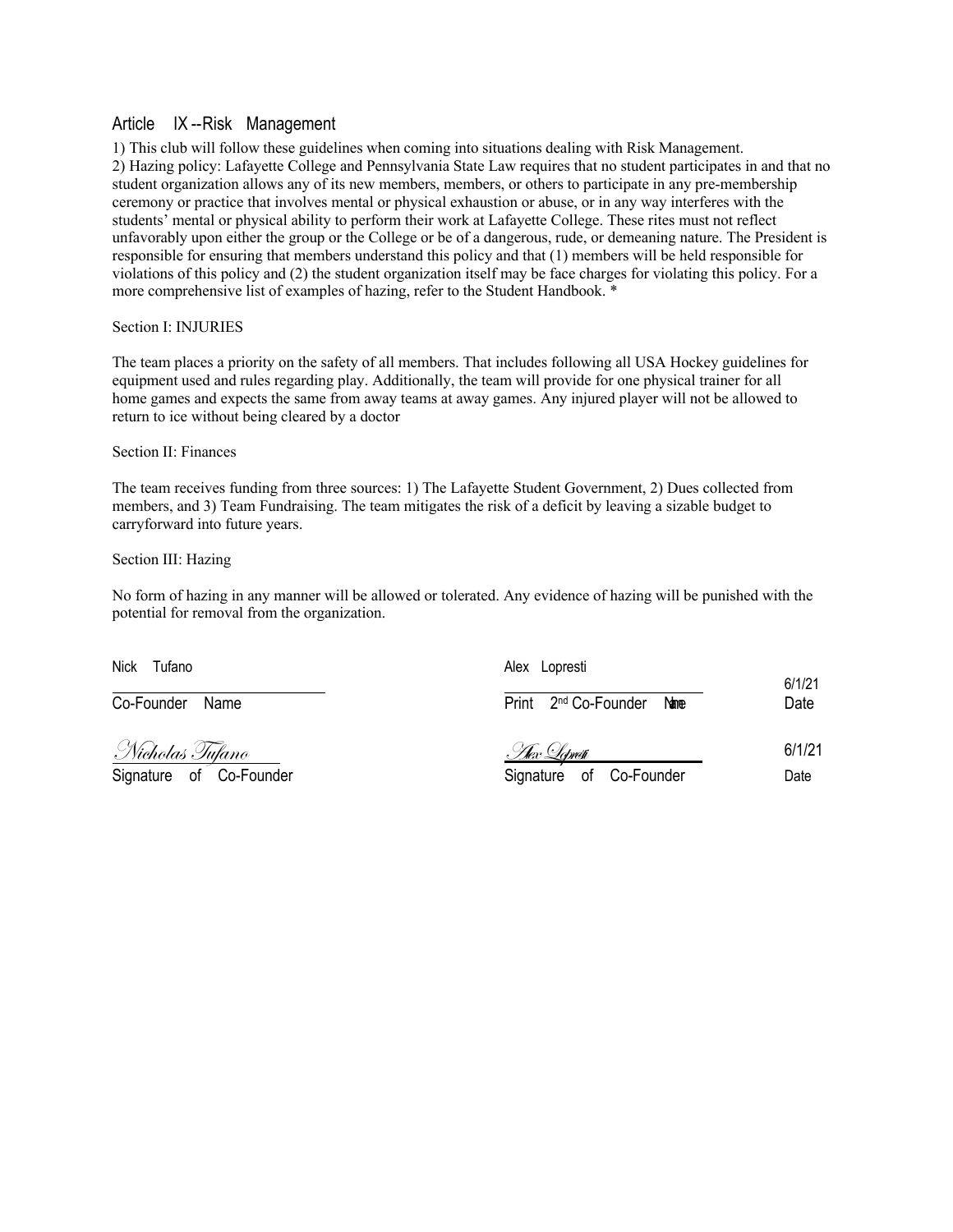## Article IX -- Risk Management

1) This club will follow these guidelines when coming into situations dealing with Risk Management.
2) Hazing policy: Lafayette College and Pennsylvania State Law requires that no student participates in and that no student organization allows any of its new members, members, or others to participate in any pre-membership ceremony or practice that involves mental or physical exhaustion or abuse, or in any way interferes with the students' mental or physical ability to perform their work at Lafayette College. These rites must not reflect unfavorably upon either the group or the College or be of a dangerous, rude, or demeaning nature. The President is responsible for ensuring that members understand this policy and that (1) members will be held responsible for violations of this policy and (2) the student organization itself may be face charges for violating this policy. For a more comprehensive list of examples of hazing, refer to the Student Handbook. *

Section I: INJURIES

The team places a priority on the safety of all members. That includes following all USA Hockey guidelines for equipment used and rules regarding play. Additionally, the team will provide for one physical trainer for all home games and expects the same from away teams at away games. Any injured player will not be allowed to return to ice without being cleared by a doctor

Section II: Finances

The team receives funding from three sources: 1) The Lafayette Student Government, 2) Dues collected from members, and 3) Team Fundraising. The team mitigates the risk of a deficit by leaving a sizable budget to carryforward into future years.

Section III: Hazing

No form of hazing in any manner will be allowed or tolerated. Any evidence of hazing will be punished with the potential for removal from the organization.

| | | |
|---|---|---|
| Nick Tufano | Alex Lopresti | 6/1/21 |
| Co-Founder Name | Print 2nd Co-Founder Name | Date |
| *Nicholas Tufano* | *Alex Lopresti* | 6/1/21 |
| Signature of Co-Founder | Signature of Co-Founder | Date |